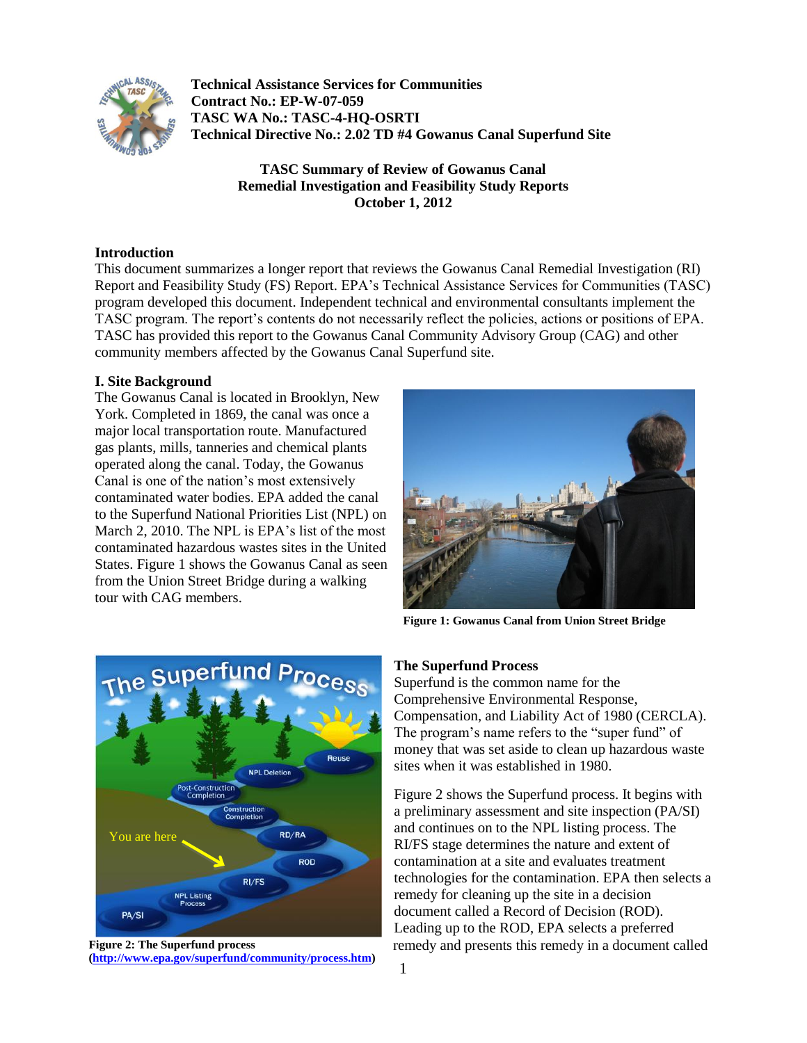**Technical Assistance Services for Communities**
**Contract No.: EP-W-07-059**
**TASC WA No.: TASC-4-HQ-OSRTI**
**Technical Directive No.: 2.02 TD #4 Gowanus Canal Superfund Site**

**TASC Summary of Review of Gowanus Canal Remedial Investigation and Feasibility Study Reports**
**October 1, 2012**

## Introduction

This document summarizes a longer report that reviews the Gowanus Canal Remedial Investigation (RI) Report and Feasibility Study (FS) Report. EPA's Technical Assistance Services for Communities (TASC) program developed this document. Independent technical and environmental consultants implement the TASC program. The report's contents do not necessarily reflect the policies, actions or positions of EPA. TASC has provided this report to the Gowanus Canal Community Advisory Group (CAG) and other community members affected by the Gowanus Canal Superfund site.

## I. Site Background

The Gowanus Canal is located in Brooklyn, New York. Completed in 1869, the canal was once a major local transportation route. Manufactured gas plants, mills, tanneries and chemical plants operated along the canal. Today, the Gowanus Canal is one of the nation's most extensively contaminated water bodies. EPA added the canal to the Superfund National Priorities List (NPL) on March 2, 2010. The NPL is EPA's list of the most contaminated hazardous wastes sites in the United States. Figure 1 shows the Gowanus Canal as seen from the Union Street Bridge during a walking tour with CAG members.

**Figure 1: Gowanus Canal from Union Street Bridge**

**Figure 2: The Superfund process (http://www.epa.gov/superfund/community/process.htm)**

### The Superfund Process

Superfund is the common name for the Comprehensive Environmental Response, Compensation, and Liability Act of 1980 (CERCLA). The program's name refers to the "super fund" of money that was set aside to clean up hazardous waste sites when it was established in 1980.

Figure 2 shows the Superfund process. It begins with a preliminary assessment and site inspection (PA/SI) and continues on to the NPL listing process. The RI/FS stage determines the nature and extent of contamination at a site and evaluates treatment technologies for the contamination. EPA then selects a remedy for cleaning up the site in a decision document called a Record of Decision (ROD). Leading up to the ROD, EPA selects a preferred remedy and presents this remedy in a document called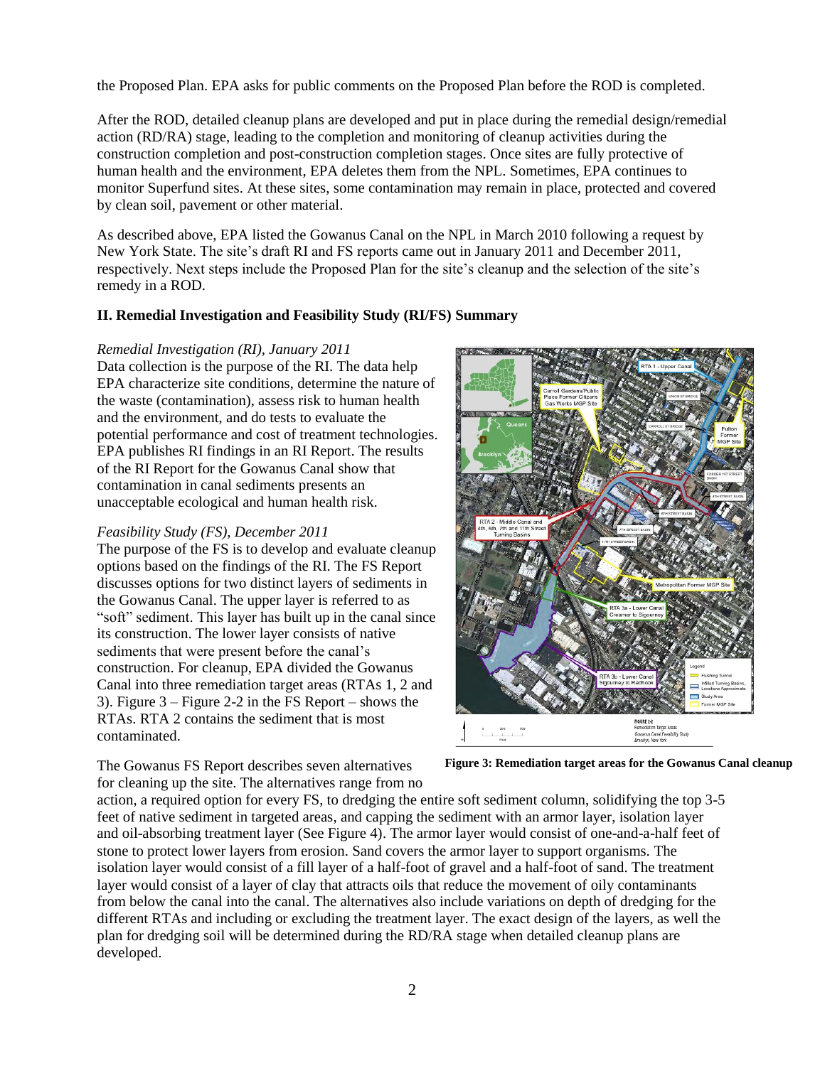the Proposed Plan. EPA asks for public comments on the Proposed Plan before the ROD is completed.

After the ROD, detailed cleanup plans are developed and put in place during the remedial design/remedial action (RD/RA) stage, leading to the completion and monitoring of cleanup activities during the construction completion and post-construction completion stages. Once sites are fully protective of human health and the environment, EPA deletes them from the NPL. Sometimes, EPA continues to monitor Superfund sites. At these sites, some contamination may remain in place, protected and covered by clean soil, pavement or other material.

As described above, EPA listed the Gowanus Canal on the NPL in March 2010 following a request by New York State. The site's draft RI and FS reports came out in January 2011 and December 2011, respectively. Next steps include the Proposed Plan for the site's cleanup and the selection of the site's remedy in a ROD.

## II. Remedial Investigation and Feasibility Study (RI/FS) Summary

*Remedial Investigation (RI), January 2011*

Data collection is the purpose of the RI. The data help EPA characterize site conditions, determine the nature of the waste (contamination), assess risk to human health and the environment, and do tests to evaluate the potential performance and cost of treatment technologies. EPA publishes RI findings in an RI Report. The results of the RI Report for the Gowanus Canal show that contamination in canal sediments presents an unacceptable ecological and human health risk.

*Feasibility Study (FS), December 2011*

The purpose of the FS is to develop and evaluate cleanup options based on the findings of the RI. The FS Report discusses options for two distinct layers of sediments in the Gowanus Canal. The upper layer is referred to as "soft" sediment. This layer has built up in the canal since its construction. The lower layer consists of native sediments that were present before the canal's construction. For cleanup, EPA divided the Gowanus Canal into three remediation target areas (RTAs 1, 2 and 3). Figure 3 – Figure 2-2 in the FS Report – shows the RTAs. RTA 2 contains the sediment that is most contaminated.

**Figure 3: Remediation target areas for the Gowanus Canal cleanup**

The Gowanus FS Report describes seven alternatives for cleaning up the site. The alternatives range from no action, a required option for every FS, to dredging the entire soft sediment column, solidifying the top 3-5 feet of native sediment in targeted areas, and capping the sediment with an armor layer, isolation layer and oil-absorbing treatment layer (See Figure 4). The armor layer would consist of one-and-a-half feet of stone to protect lower layers from erosion. Sand covers the armor layer to support organisms. The isolation layer would consist of a fill layer of a half-foot of gravel and a half-foot of sand. The treatment layer would consist of a layer of clay that attracts oils that reduce the movement of oily contaminants from below the canal into the canal. The alternatives also include variations on depth of dredging for the different RTAs and including or excluding the treatment layer. The exact design of the layers, as well the plan for dredging soil will be determined during the RD/RA stage when detailed cleanup plans are developed.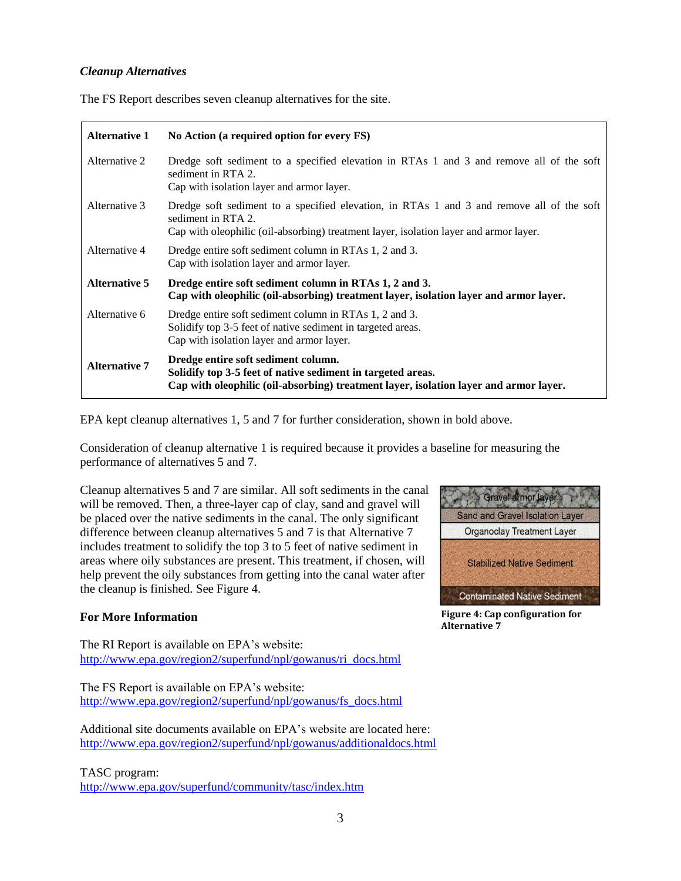***Cleanup Alternatives***

The FS Report describes seven cleanup alternatives for the site.

| | |
|---|---|
| **Alternative 1** | **No Action (a required option for every FS)** |
| Alternative 2 | Dredge soft sediment to a specified elevation in RTAs 1 and 3 and remove all of the soft sediment in RTA 2.<br>Cap with isolation layer and armor layer. |
| Alternative 3 | Dredge soft sediment to a specified elevation, in RTAs 1 and 3 and remove all of the soft sediment in RTA 2.<br>Cap with oleophilic (oil-absorbing) treatment layer, isolation layer and armor layer. |
| Alternative 4 | Dredge entire soft sediment column in RTAs 1, 2 and 3.<br>Cap with isolation layer and armor layer. |
| **Alternative 5** | **Dredge entire soft sediment column in RTAs 1, 2 and 3.**<br>**Cap with oleophilic (oil-absorbing) treatment layer, isolation layer and armor layer.** |
| Alternative 6 | Dredge entire soft sediment column in RTAs 1, 2 and 3.<br>Solidify top 3-5 feet of native sediment in targeted areas.<br>Cap with isolation layer and armor layer. |
| **Alternative 7** | **Dredge entire soft sediment column.**<br>**Solidify top 3-5 feet of native sediment in targeted areas.**<br>**Cap with oleophilic (oil-absorbing) treatment layer, isolation layer and armor layer.** |

EPA kept cleanup alternatives 1, 5 and 7 for further consideration, shown in bold above.

Consideration of cleanup alternative 1 is required because it provides a baseline for measuring the performance of alternatives 5 and 7.

Cleanup alternatives 5 and 7 are similar. All soft sediments in the canal will be removed. Then, a three-layer cap of clay, sand and gravel will be placed over the native sediments in the canal. The only significant difference between cleanup alternatives 5 and 7 is that Alternative 7 includes treatment to solidify the top 3 to 5 feet of native sediment in areas where oily substances are present. This treatment, if chosen, will help prevent the oily substances from getting into the canal water after the cleanup is finished. See Figure 4.

Gravel armor layer

Sand and Gravel Isolation Layer

Organoclay Treatment Layer

Stabilized Native Sediment

Contaminated Native Sediment

**Figure 4: Cap configuration for Alternative 7**

**For More Information**

The RI Report is available on EPA's website:
http://www.epa.gov/region2/superfund/npl/gowanus/ri_docs.html

The FS Report is available on EPA's website:
http://www.epa.gov/region2/superfund/npl/gowanus/fs_docs.html

Additional site documents available on EPA's website are located here:
http://www.epa.gov/region2/superfund/npl/gowanus/additionaldocs.html

TASC program:
http://www.epa.gov/superfund/community/tasc/index.htm